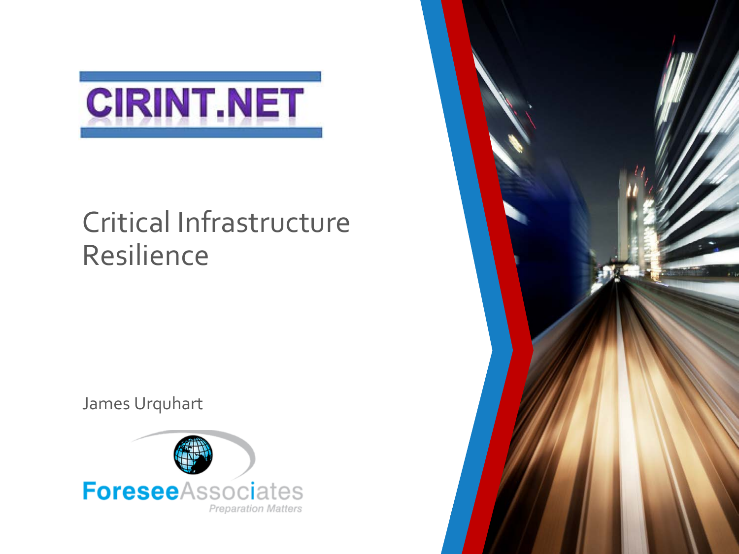CIRINT.NET

# Critical Infrastructure Resilience

James Urquhart

ForeseeAssociates

*Preparation Matters*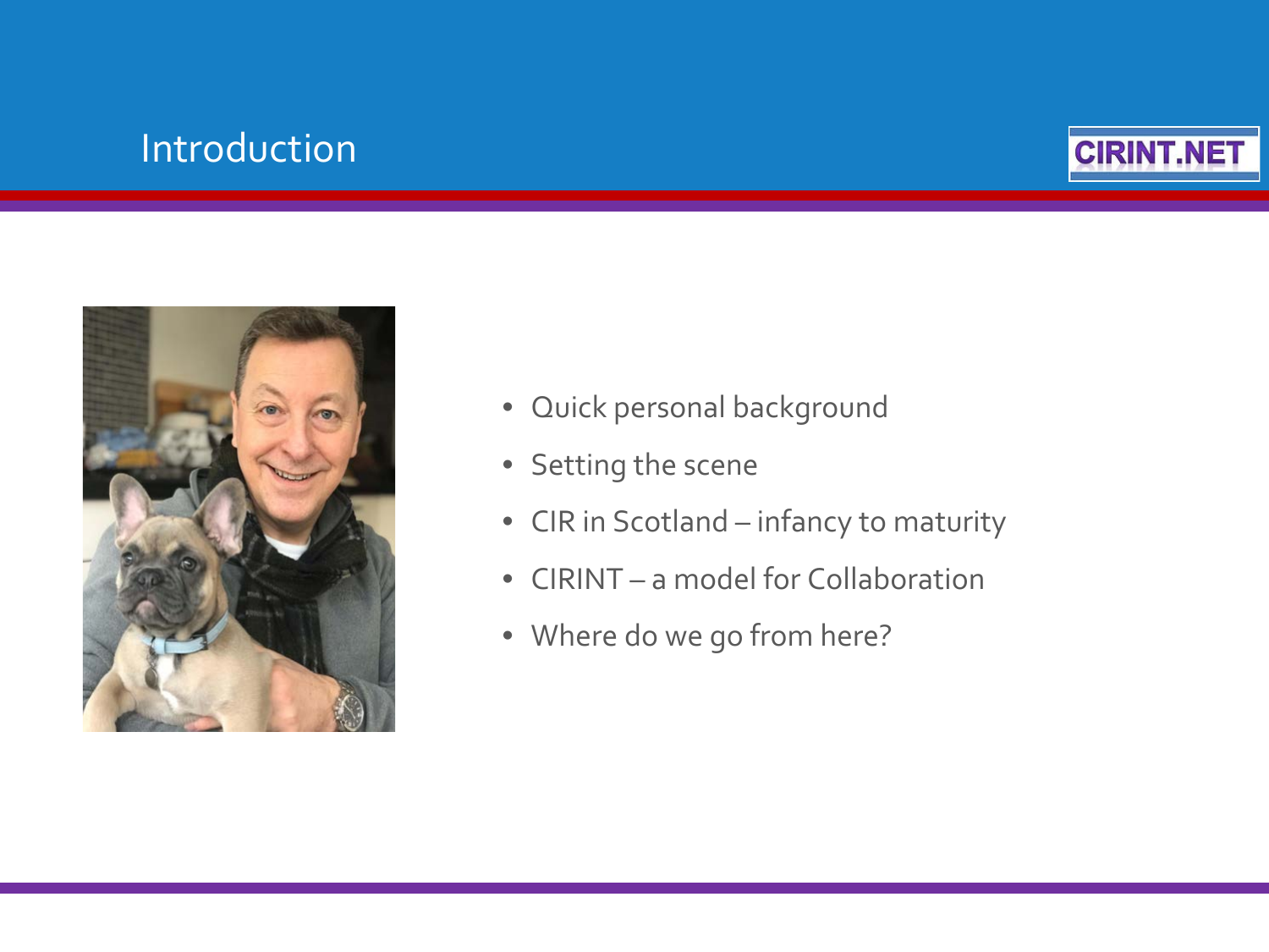# Introduction

CIRINT.NET

- Quick personal background
- Setting the scene
- CIR in Scotland – infancy to maturity
- CIRINT – a model for Collaboration
- Where do we go from here?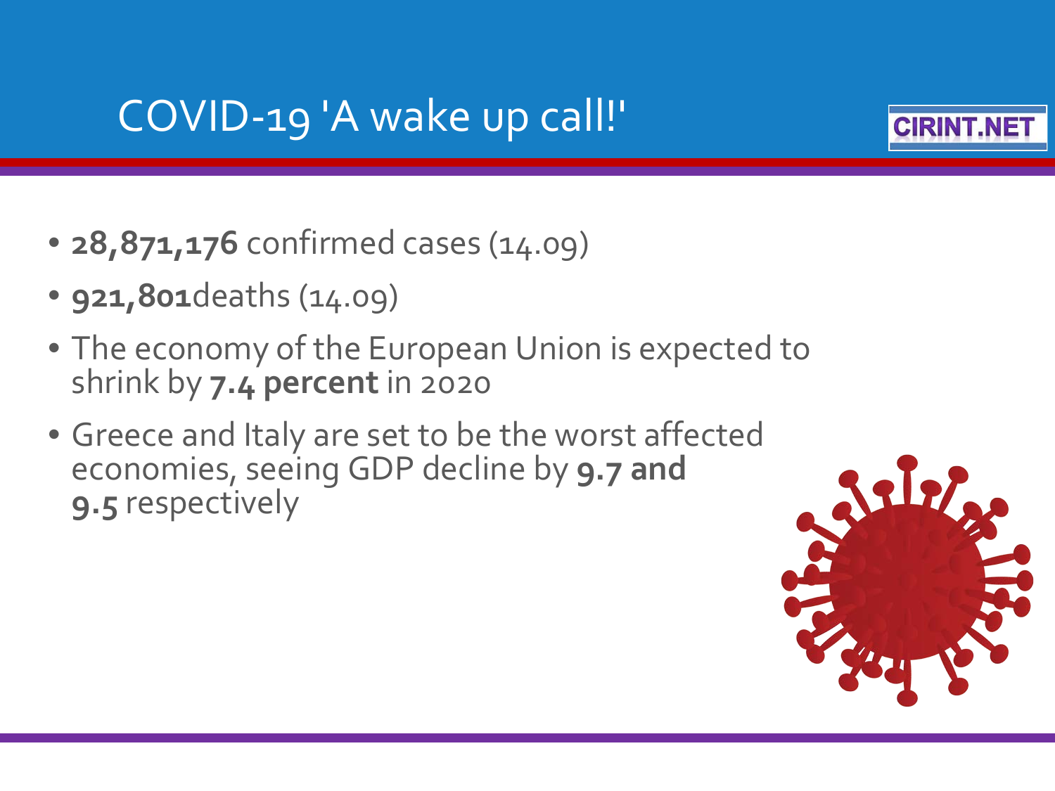# COVID-19 'A wake up call!'

- **28,871,176** confirmed cases (14.09)
- **921,801**deaths (14.09)
- The economy of the European Union is expected to shrink by **7.4 percent** in 2020
- Greece and Italy are set to be the worst affected economies, seeing GDP decline by **9.7 and 9.5** respectively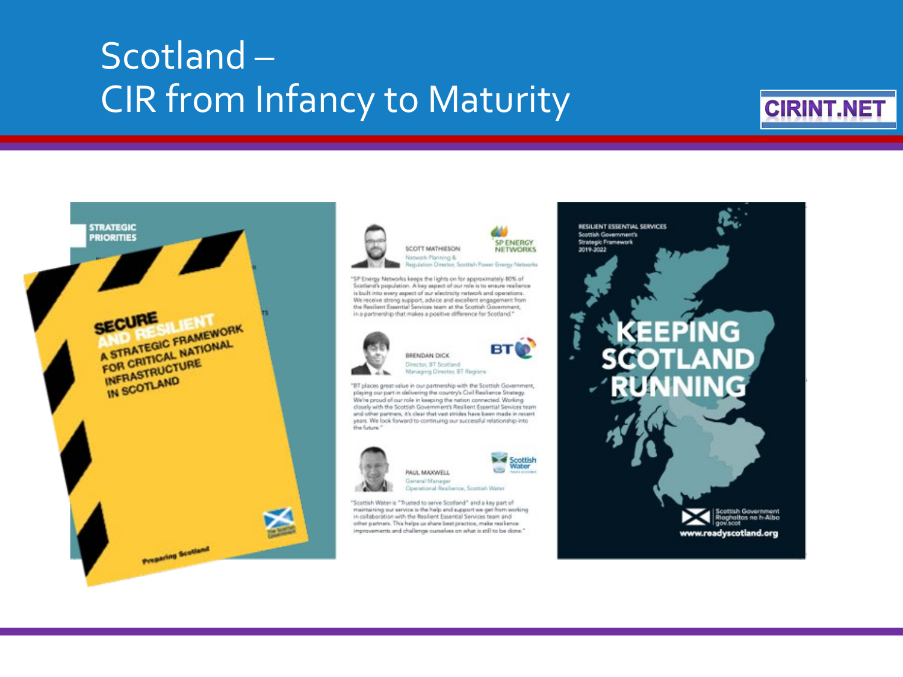# Scotland – CIR from Infancy to Maturity

CIRINT.NET

STRATEGIC PRIORITIES

SECURE AND RESILIENT
A STRATEGIC FRAMEWORK FOR CRITICAL NATIONAL INFRASTRUCTURE IN SCOTLAND

Preparing Scotland

SCOTT MATHIESON
Network Planning & Regulation Director, Scottish Power Energy Networks

SP ENERGY NETWORKS

"SP Energy Networks keeps the lights on for approximately 50% of Scotland's population. A key aspect of our role is to ensure resilience is built into every aspect of our electricity network and operations. We receive strong support, advice and excellent engagement from the Resilient Essential Services team at the Scottish Government, in a partnership that makes a positive difference for Scotland."

BRENDAN DICK
Director, BT Scotland
Managing Director, BT Regions

BT

"BT places great value in our partnership with the Scottish Government, playing our part in delivering the country's Civil Resilience Strategy. We're proud of our role in keeping the nation connected. Working closely with the Scottish Government's Resilient Essential Services team and other partners, it's clear that vast strides have been made in recent years. We look forward to continuing our successful relationship into the future."

PAUL MAXWELL
General Manager
Operational Resilience, Scottish Water

Scottish Water

"Scottish Water is "Trusted to serve Scotland" and a key part of maintaining our service is the help and support we get from working in collaboration with the Resilient Essential Services team and other partners. This helps us share best practice, make resilience improvements and challenge ourselves on what is still to be done."

RESILIENT ESSENTIAL SERVICES
Scottish Government's Strategic Framework 2019-2022

KEEPING SCOTLAND RUNNING

Scottish Government
Riaghaltas na h-Alba
gov.scot

www.readyscotland.org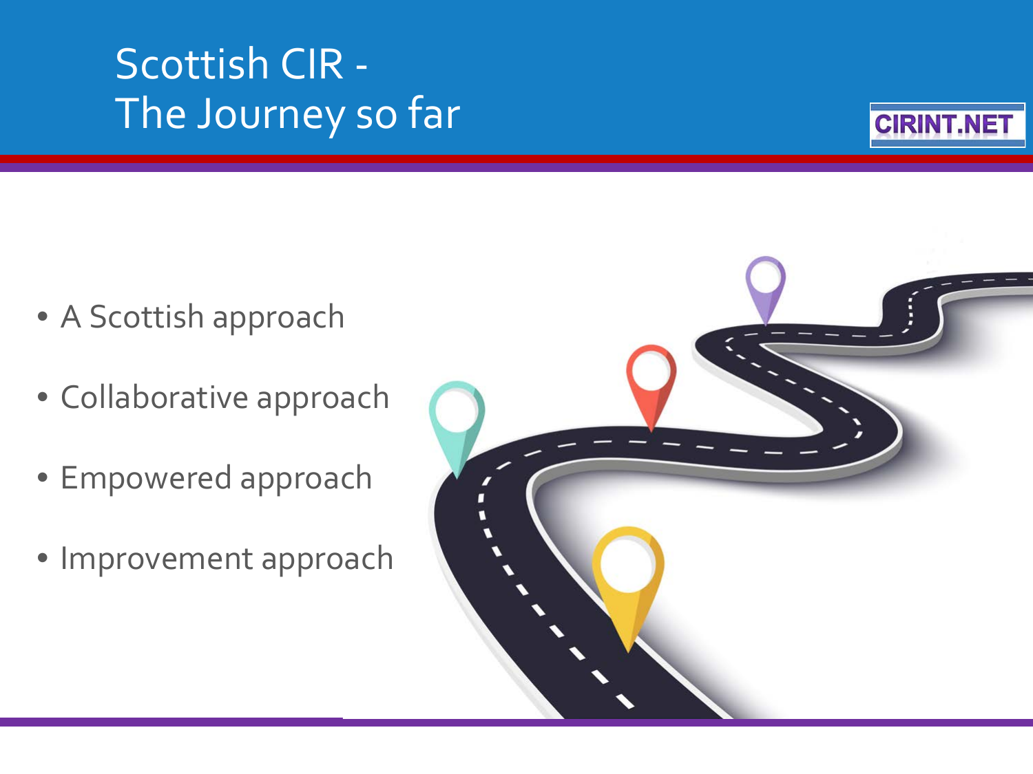# Scottish CIR - The Journey so far

- A Scottish approach
- Collaborative approach
- Empowered approach
- Improvement approach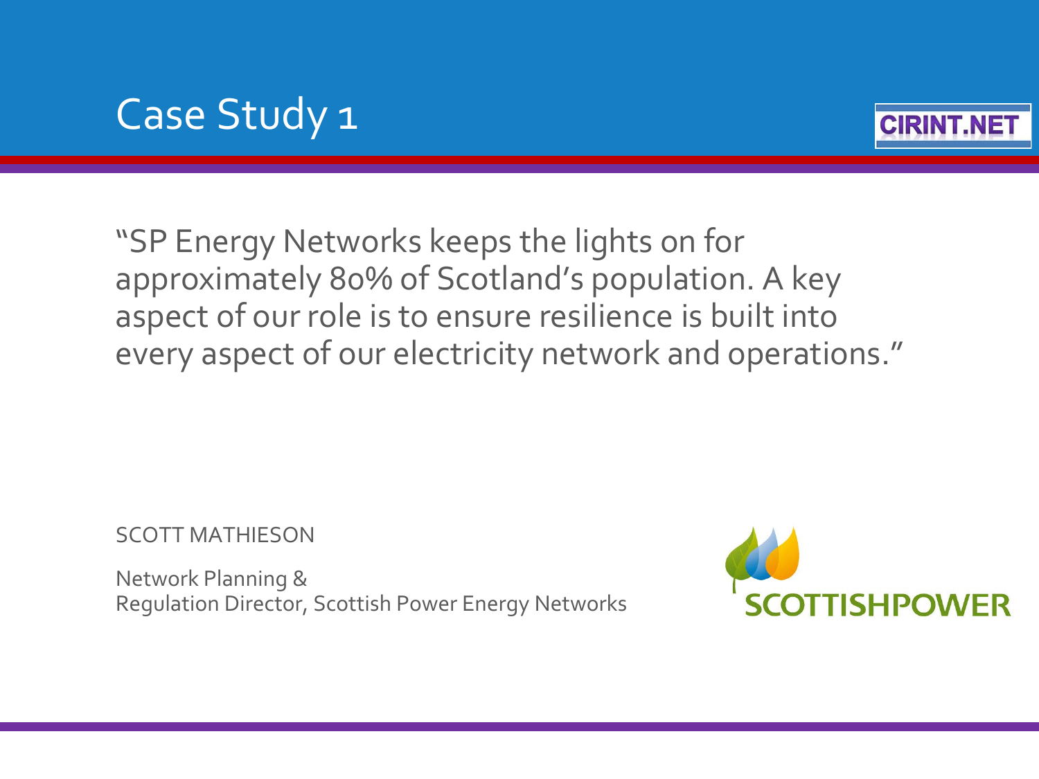# Case Study 1

"SP Energy Networks keeps the lights on for approximately 80% of Scotland's population. A key aspect of our role is to ensure resilience is built into every aspect of our electricity network and operations."

SCOTT MATHIESON

Network Planning &
Regulation Director, Scottish Power Energy Networks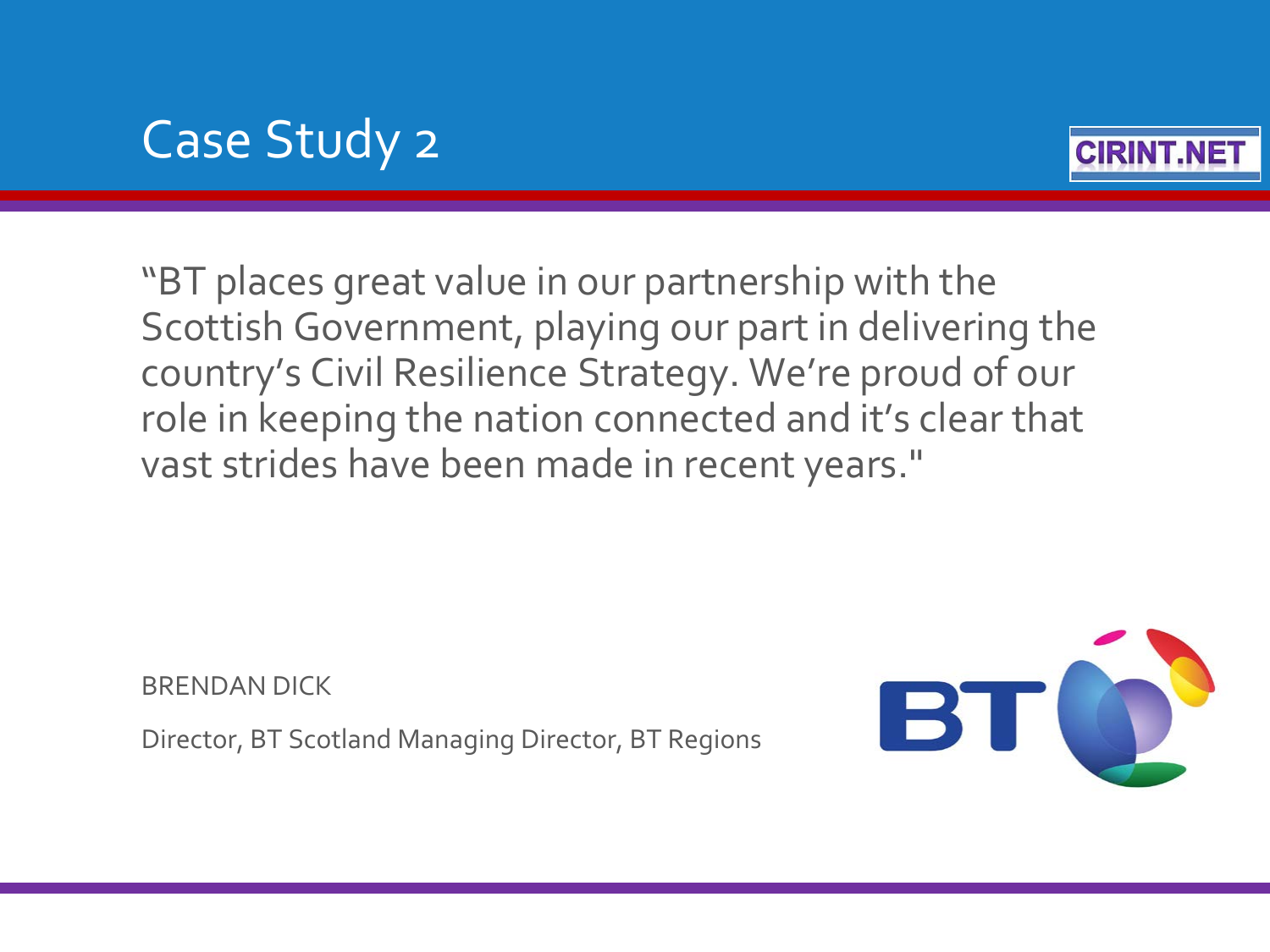# Case Study 2

"BT places great value in our partnership with the Scottish Government, playing our part in delivering the country's Civil Resilience Strategy. We're proud of our role in keeping the nation connected and it's clear that vast strides have been made in recent years."

BRENDAN DICK

Director, BT Scotland Managing Director, BT Regions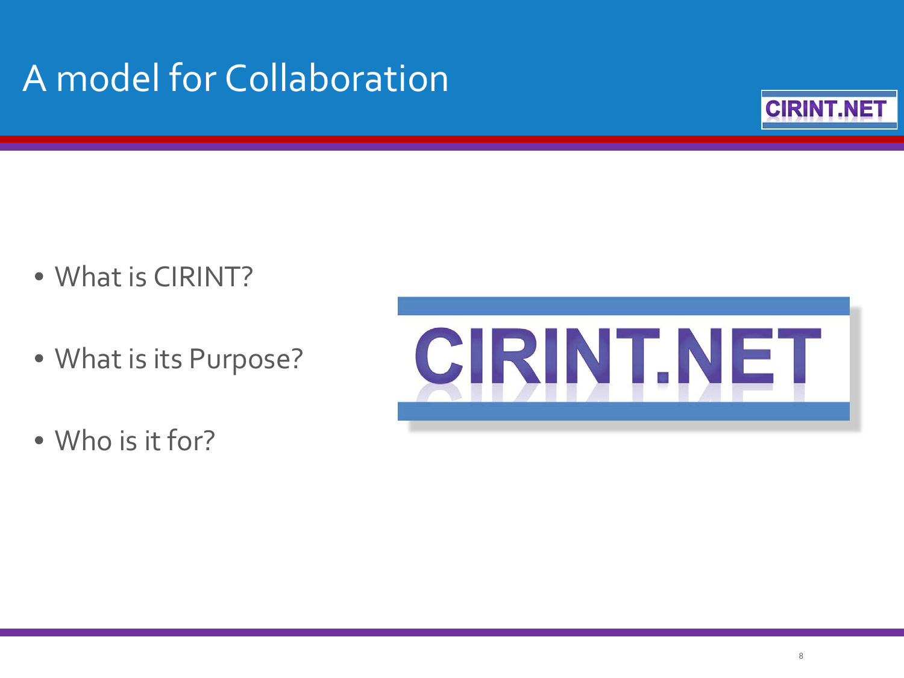# A model for Collaboration

- What is CIRINT?
- What is its Purpose?
- Who is it for?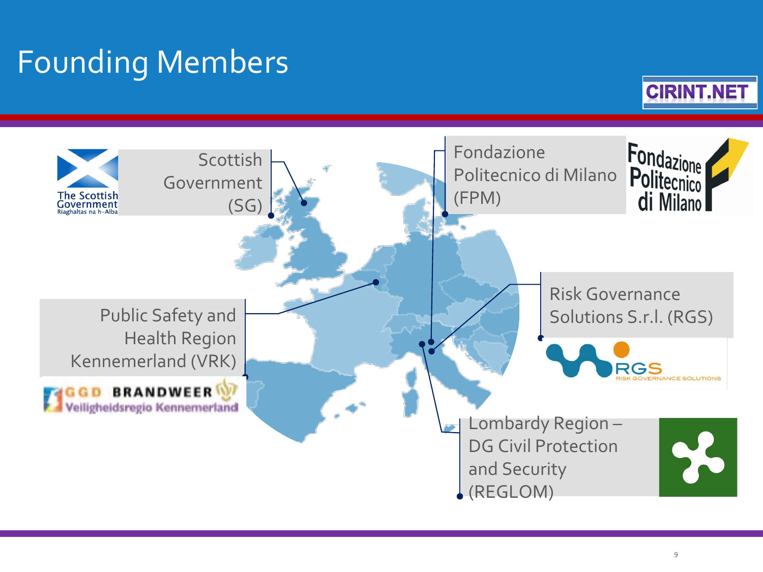# Founding Members

- Scottish Government (SG)
- Fondazione Politecnico di Milano (FPM)
- Public Safety and Health Region Kennemerland (VRK)
- Risk Governance Solutions S.r.l. (RGS)
- Lombardy Region – DG Civil Protection and Security (REGLOM)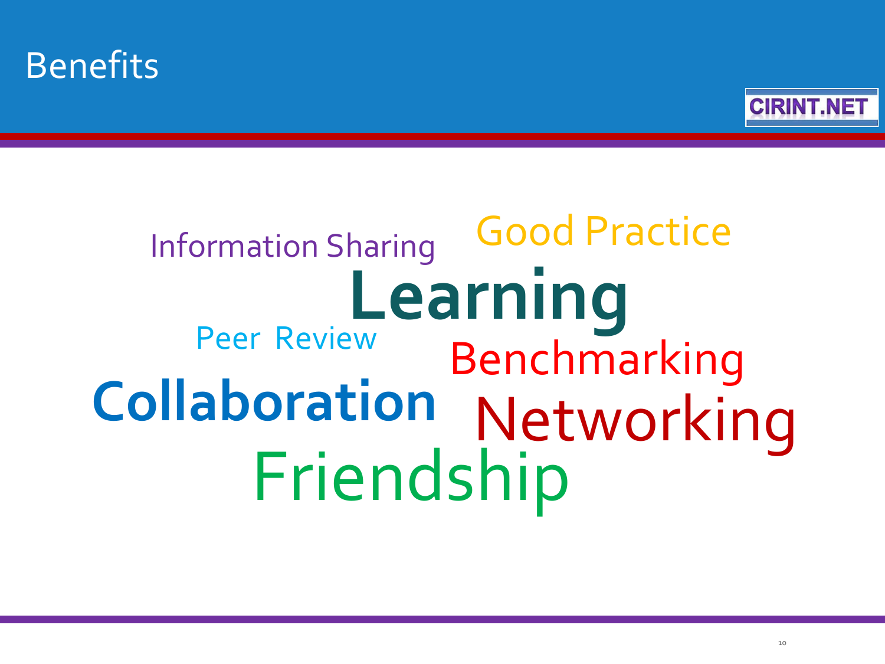# Benefits

Information Sharing

Good Practice

Learning

Peer Review

Benchmarking

Collaboration

Networking

Friendship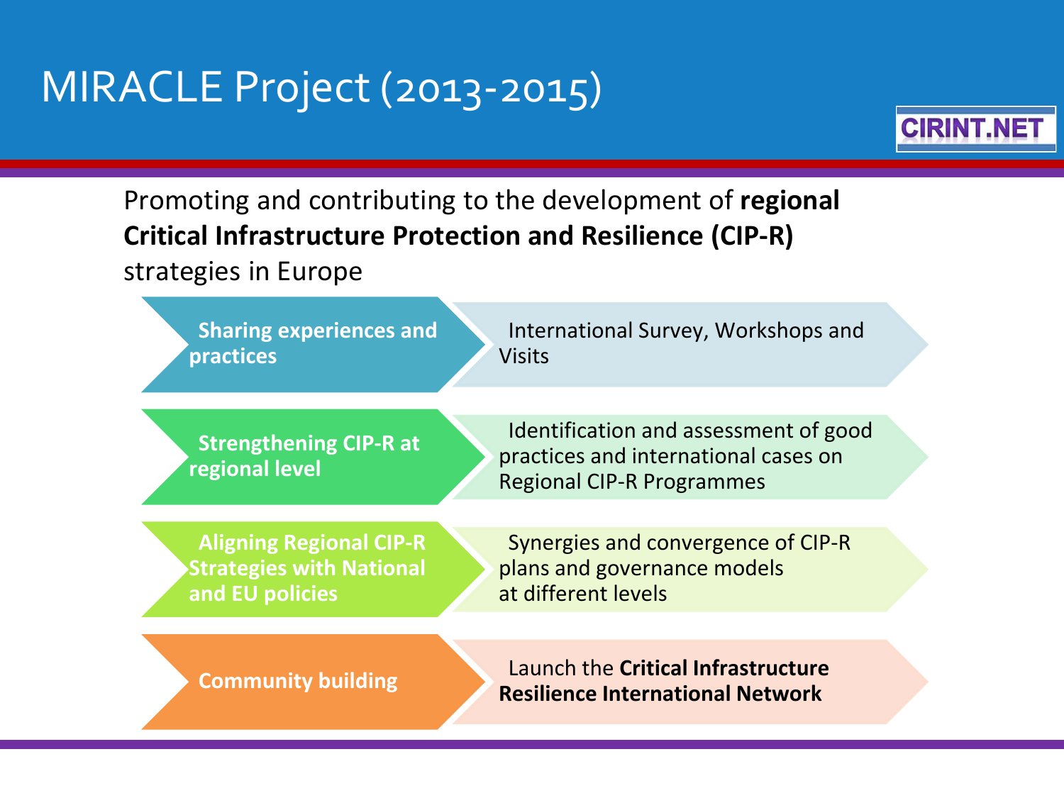# MIRACLE Project (2013-2015)

CIRINT.NET

Promoting and contributing to the development of **regional Critical Infrastructure Protection and Resilience (CIP-R)** strategies in Europe

| | |
|---|---|
| **Sharing experiences and practices** | International Survey, Workshops and Visits |
| **Strengthening CIP-R at regional level** | Identification and assessment of good practices and international cases on Regional CIP-R Programmes |
| **Aligning Regional CIP-R Strategies with National and EU policies** | Synergies and convergence of CIP-R plans and governance models at different levels |
| **Community building** | Launch the **Critical Infrastructure Resilience International Network** |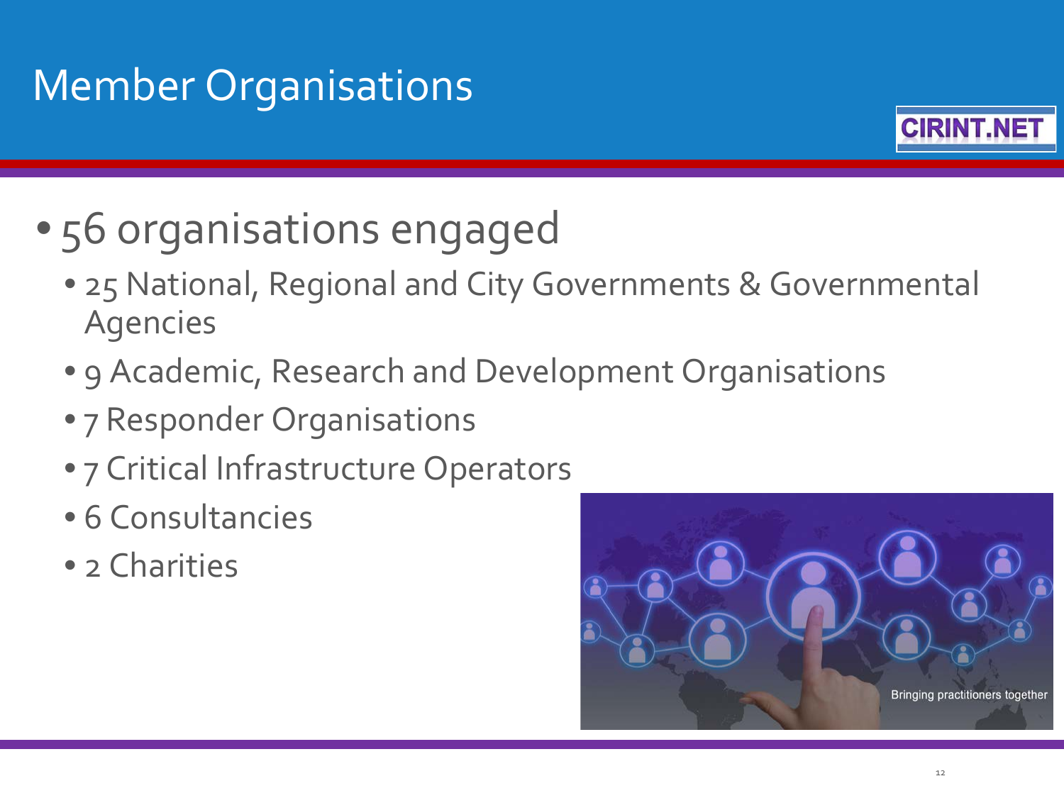# Member Organisations

- 56 organisations engaged
  - 25 National, Regional and City Governments & Governmental Agencies
  - 9 Academic, Research and Development Organisations
  - 7 Responder Organisations
  - 7 Critical Infrastructure Operators
  - 6 Consultancies
  - 2 Charities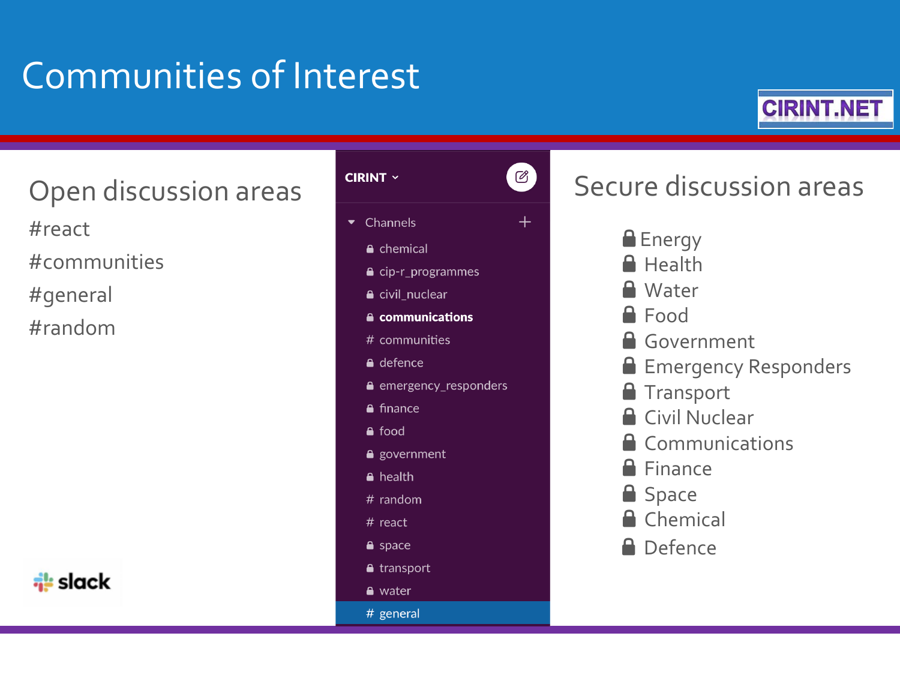# Communities of Interest

CIRINT.NET

## Open discussion areas

#react

#communities

#general

#random

slack

CIRINT

Channels

- chemical
- cip-r_programmes
- civil_nuclear
- **communications**
- # communities
- defence
- emergency_responders
- finance
- food
- government
- health
- # random
- # react
- space
- transport
- water
- # general

## Secure discussion areas

- Energy
- Health
- Water
- Food
- Government
- Emergency Responders
- Transport
- Civil Nuclear
- Communications
- Finance
- Space
- Chemical
- Defence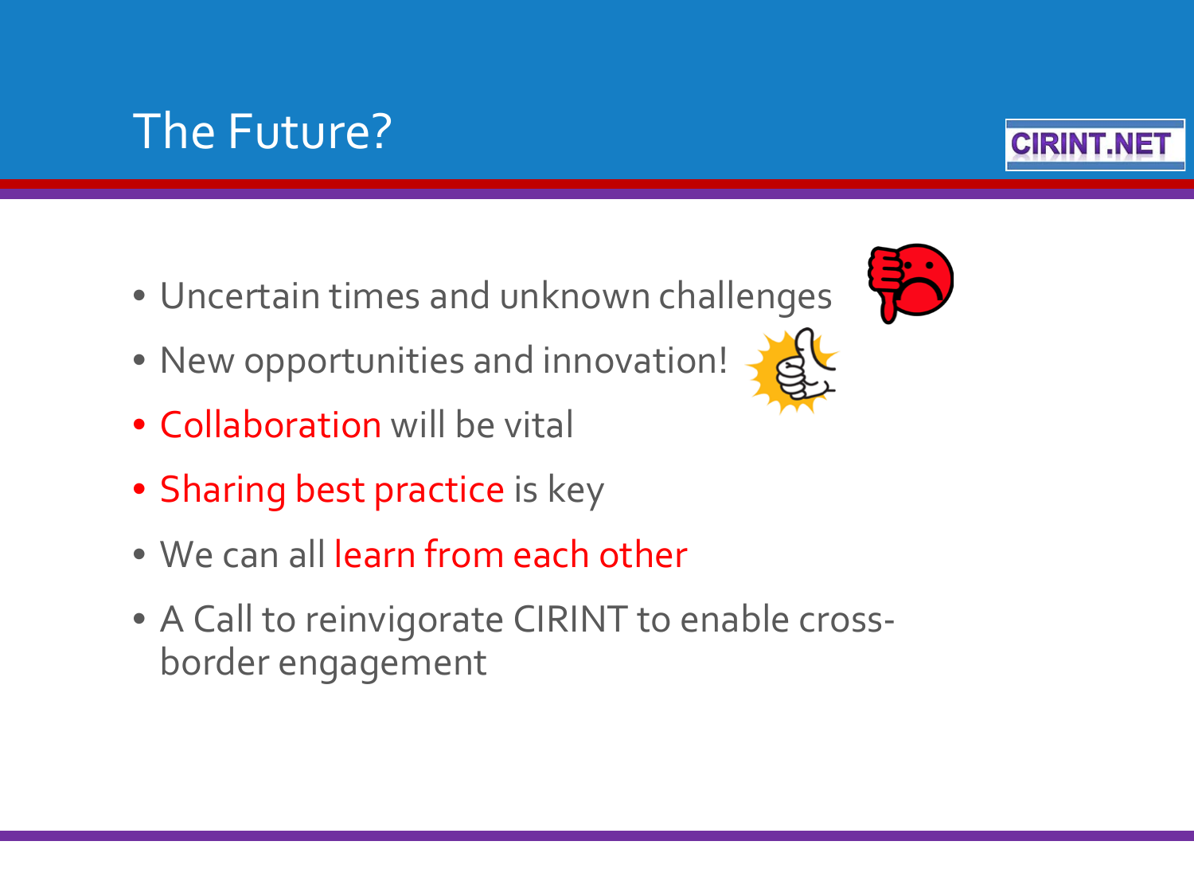# The Future?

CIRINT.NET

- Uncertain times and unknown challenges
- New opportunities and innovation!
- Collaboration will be vital
- Sharing best practice is key
- We can all learn from each other
- A Call to reinvigorate CIRINT to enable cross-border engagement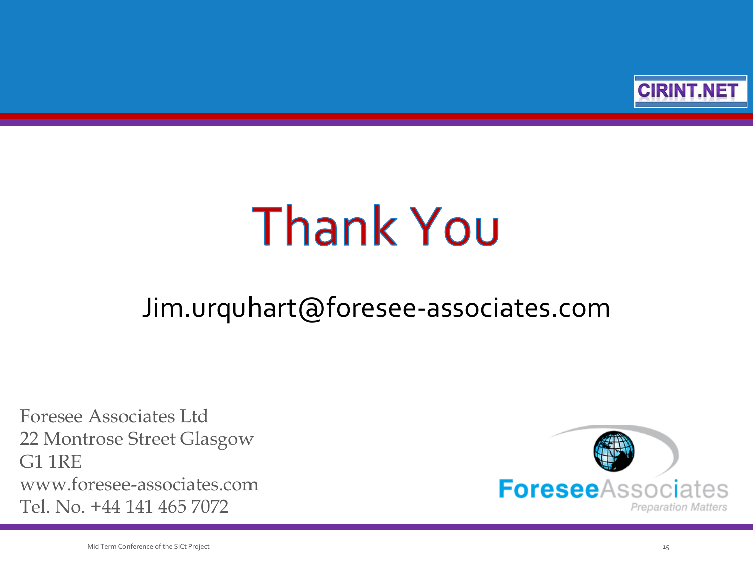# Thank You

Jim.urquhart@foresee-associates.com

Foresee Associates Ltd
22 Montrose Street Glasgow
G1 1RE
www.foresee-associates.com
Tel. No. +44 141 465 7072